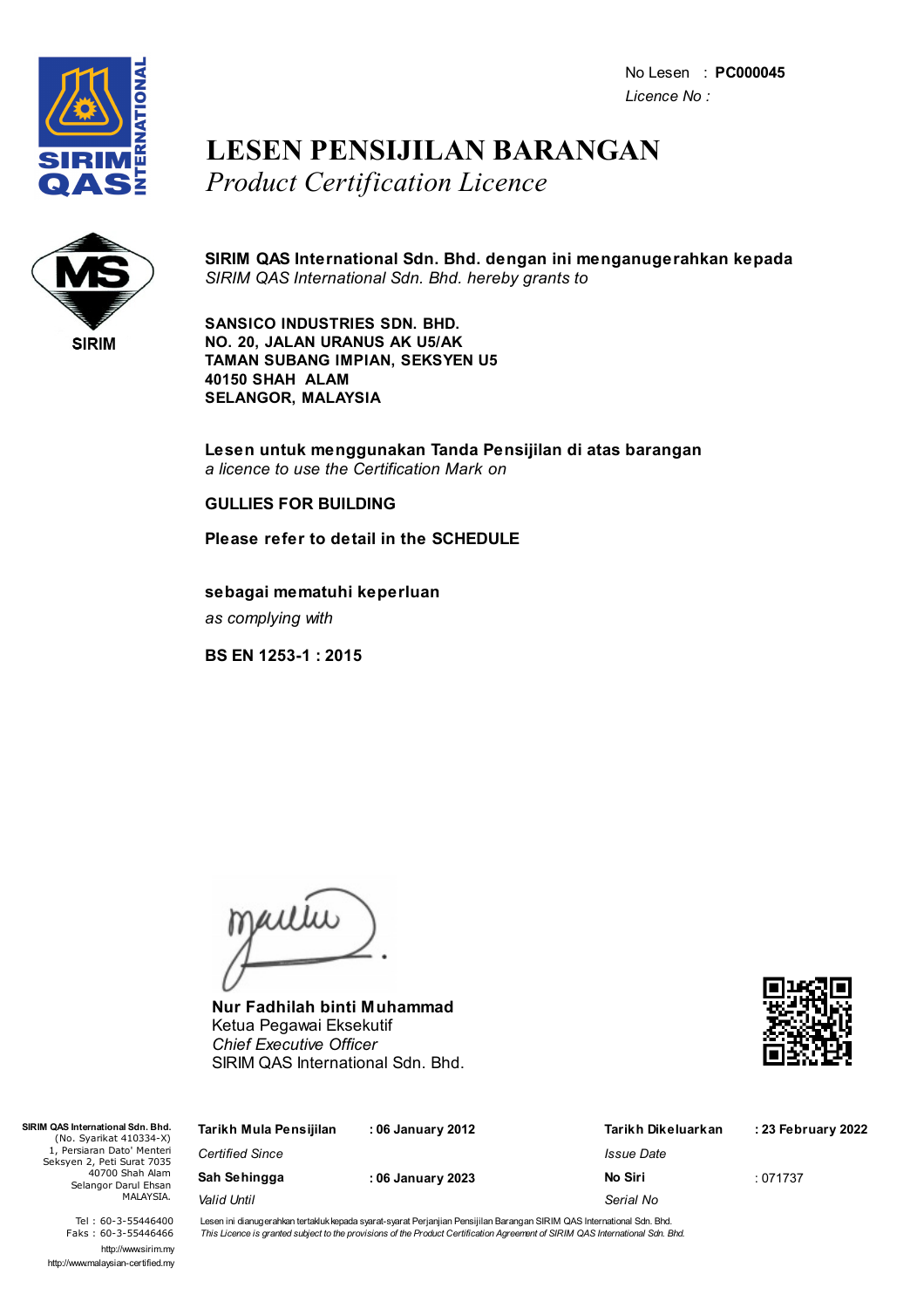No Lesen : **PC000045**
*Licence No :*

# LESEN PENSIJILAN BARANGAN

*Product Certification Licence*

**SIRIM QAS International Sdn. Bhd. dengan ini menganugerahkan kepada**
*SIRIM QAS International Sdn. Bhd. hereby grants to*

**SANSICO INDUSTRIES SDN. BHD.**
**NO. 20, JALAN URANUS AK U5/AK**
**TAMAN SUBANG IMPIAN, SEKSYEN U5**
**40150 SHAH ALAM**
**SELANGOR, MALAYSIA**

**Lesen untuk menggunakan Tanda Pensijilan di atas barangan**
*a licence to use the Certification Mark on*

**GULLIES FOR BUILDING**

**Please refer to detail in the SCHEDULE**

**sebagai mematuhi keperluan**
*as complying with*

**BS EN 1253-1 : 2015**

**Nur Fadhilah binti Muhammad**
Ketua Pegawai Eksekutif
*Chief Executive Officer*
SIRIM QAS International Sdn. Bhd.

**SIRIM QAS International Sdn. Bhd.**
(No. Syarikat 410334-X)
1, Persiaran Dato' Menteri
Seksyen 2, Peti Surat 7035
40700 Shah Alam
Selangor Darul Ehsan
MALAYSIA.

Tel : 60-3-55446400
Faks : 60-3-55446466
http://www.sirim.my
http://www.malaysian-certified.my

| | | | |
|---|---|---|---|
| **Tarikh Mula Pensijilan** *Certified Since* | **: 06 January 2012** | **Tarikh Dikeluarkan** *Issue Date* | **: 23 February 2022** |
| **Sah Sehingga** *Valid Until* | **: 06 January 2023** | **No Siri** *Serial No* | : 071737 |

Lesen ini dianugerahkan tertakluk kepada syarat-syarat Perjanjian Pensijilan Barangan SIRIM QAS International Sdn. Bhd.
*This Licence is granted subject to the provisions of the Product Certification Agreement of SIRIM QAS International Sdn. Bhd.*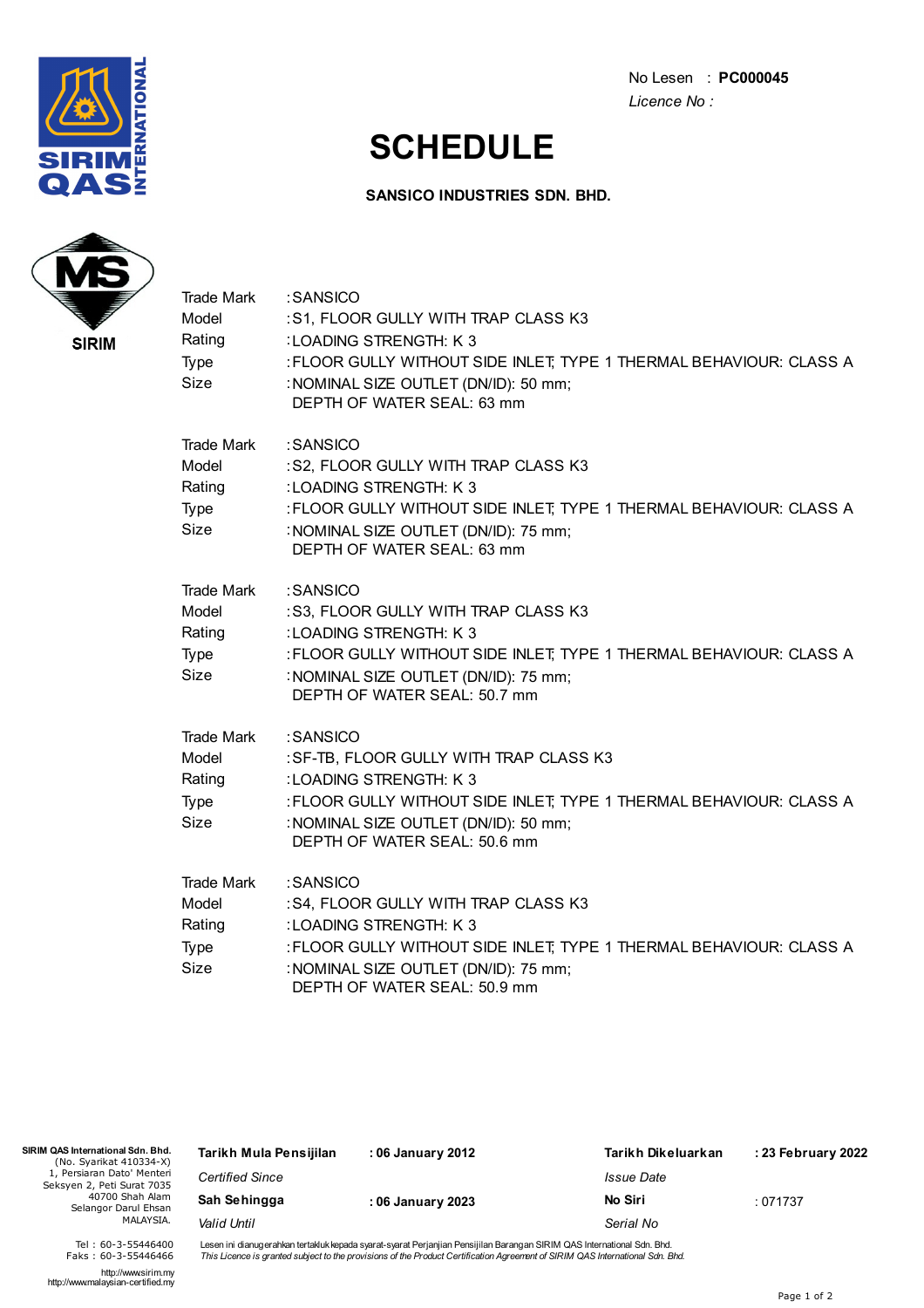No Lesen : **PC000045**
*Licence No :*

# SCHEDULE

**SANSICO INDUSTRIES SDN. BHD.**

SIRIM

| | |
|---|---|
| Trade Mark | :SANSICO |
| Model | :S1, FLOOR GULLY WITH TRAP CLASS K3 |
| Rating | :LOADING STRENGTH: K 3 |
| Type | :FLOOR GULLY WITHOUT SIDE INLET; TYPE 1 THERMAL BEHAVIOUR: CLASS A |
| Size | :NOMINAL SIZE OUTLET (DN/ID): 50 mm; DEPTH OF WATER SEAL: 63 mm |

| | |
|---|---|
| Trade Mark | :SANSICO |
| Model | :S2, FLOOR GULLY WITH TRAP CLASS K3 |
| Rating | :LOADING STRENGTH: K 3 |
| Type | :FLOOR GULLY WITHOUT SIDE INLET; TYPE 1 THERMAL BEHAVIOUR: CLASS A |
| Size | :NOMINAL SIZE OUTLET (DN/ID): 75 mm; DEPTH OF WATER SEAL: 63 mm |

| | |
|---|---|
| Trade Mark | :SANSICO |
| Model | :S3, FLOOR GULLY WITH TRAP CLASS K3 |
| Rating | :LOADING STRENGTH: K 3 |
| Type | :FLOOR GULLY WITHOUT SIDE INLET; TYPE 1 THERMAL BEHAVIOUR: CLASS A |
| Size | :NOMINAL SIZE OUTLET (DN/ID): 75 mm; DEPTH OF WATER SEAL: 50.7 mm |

| | |
|---|---|
| Trade Mark | :SANSICO |
| Model | :SF-TB, FLOOR GULLY WITH TRAP CLASS K3 |
| Rating | :LOADING STRENGTH: K 3 |
| Type | :FLOOR GULLY WITHOUT SIDE INLET; TYPE 1 THERMAL BEHAVIOUR: CLASS A |
| Size | :NOMINAL SIZE OUTLET (DN/ID): 50 mm; DEPTH OF WATER SEAL: 50.6 mm |

| | |
|---|---|
| Trade Mark | :SANSICO |
| Model | :S4, FLOOR GULLY WITH TRAP CLASS K3 |
| Rating | :LOADING STRENGTH: K 3 |
| Type | :FLOOR GULLY WITHOUT SIDE INLET; TYPE 1 THERMAL BEHAVIOUR: CLASS A |
| Size | :NOMINAL SIZE OUTLET (DN/ID): 75 mm; DEPTH OF WATER SEAL: 50.9 mm |

**SIRIM QAS International Sdn. Bhd.**
(No. Syarikat 410334-X)
1, Persiaran Dato' Menteri
Seksyen 2, Peti Surat 7035
40700 Shah Alam
Selangor Darul Ehsan
MALAYSIA.

Tel : 60-3-55446400
Faks : 60-3-55446466
http://www.sirim.my
http://www.malaysian-certified.my

| | | | |
|---|---|---|---|
| **Tarikh Mula Pensijilan** *Certified Since* | **: 06 January 2012** | **Tarikh Dikeluarkan** *Issue Date* | **: 23 February 2022** |
| **Sah Sehingga** *Valid Until* | **: 06 January 2023** | **No Siri** *Serial No* | : 071737 |

Lesen ini dianugerahkan tertakluk kepada syarat-syarat Perjanjian Pensijilan Barangan SIRIM QAS International Sdn. Bhd.
*This Licence is granted subject to the provisions of the Product Certification Agreement of SIRIM QAS International Sdn. Bhd.*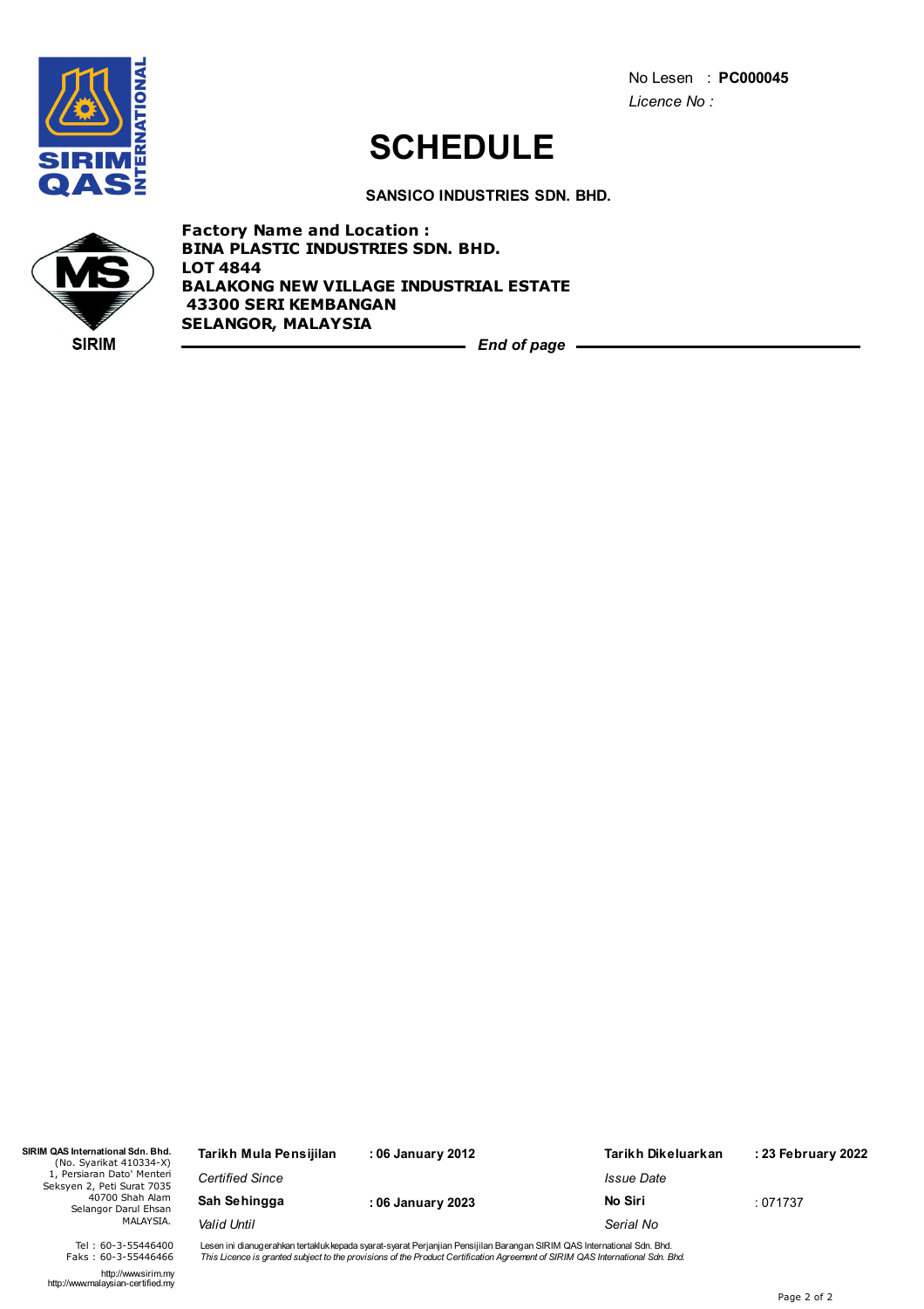No Lesen : **PC000045**
*Licence No :*

# SCHEDULE

**SANSICO INDUSTRIES SDN. BHD.**

SIRIM

**Factory Name and Location :**
**BINA PLASTIC INDUSTRIES SDN. BHD.**
**LOT 4844**
**BALAKONG NEW VILLAGE INDUSTRIAL ESTATE**
**43300 SERI KEMBANGAN**
**SELANGOR, MALAYSIA**

***End of page***

**SIRIM QAS International Sdn. Bhd.**
(No. Syarikat 410334-X)
1, Persiaran Dato' Menteri
Seksyen 2, Peti Surat 7035
40700 Shah Alam
Selangor Darul Ehsan
MALAYSIA.

Tel : 60-3-55446400
Faks : 60-3-55446466

http://www.sirim.my
http://www.malaysian-certified.my

| | | | |
|---|---|---|---|
| **Tarikh Mula Pensijilan** *Certified Since* | **: 06 January 2012** | **Tarikh Dikeluarkan** *Issue Date* | **: 23 February 2022** |
| **Sah Sehingga** *Valid Until* | **: 06 January 2023** | **No Siri** *Serial No* | : 071737 |

Lesen ini dianugerahkan tertakluk kepada syarat-syarat Perjanjian Pensijilan Barangan SIRIM QAS International Sdn. Bhd.
*This Licence is granted subject to the provisions of the Product Certification Agreement of SIRIM QAS International Sdn. Bhd.*